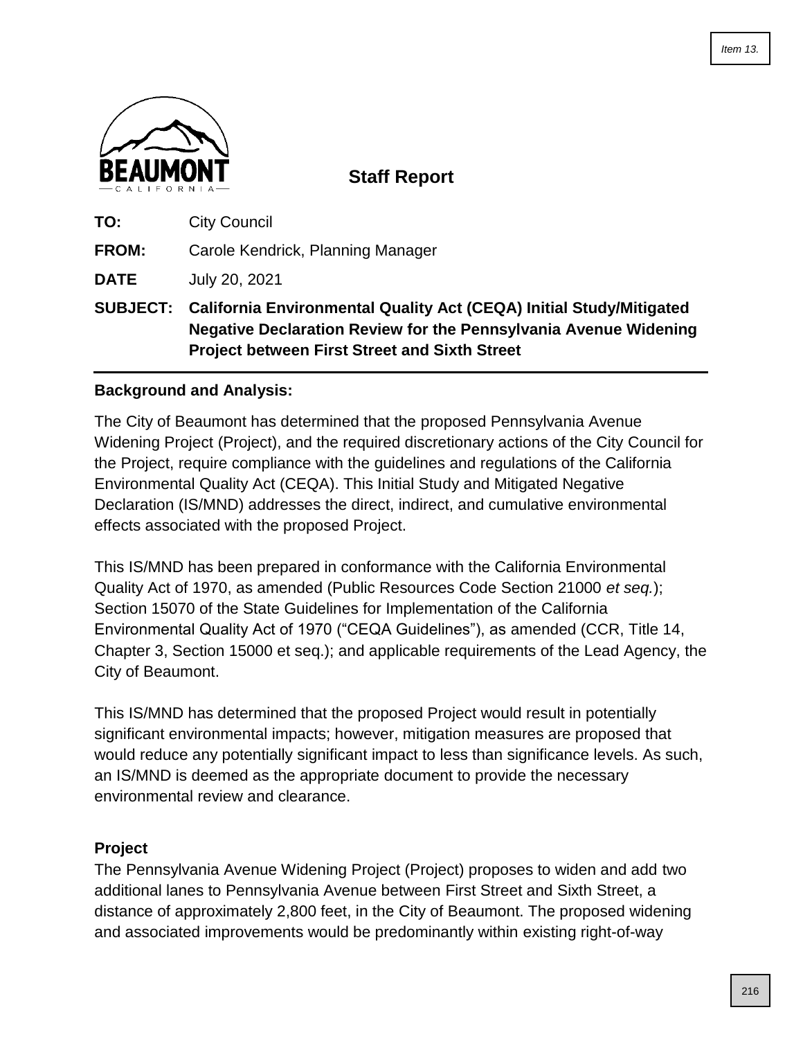BEAUMONT
CALIFORNIA

# Staff Report

**TO:** City Council

**FROM:** Carole Kendrick, Planning Manager

**DATE** July 20, 2021

**SUBJECT: California Environmental Quality Act (CEQA) Initial Study/Mitigated Negative Declaration Review for the Pennsylvania Avenue Widening Project between First Street and Sixth Street**

---

## Background and Analysis:

The City of Beaumont has determined that the proposed Pennsylvania Avenue Widening Project (Project), and the required discretionary actions of the City Council for the Project, require compliance with the guidelines and regulations of the California Environmental Quality Act (CEQA). This Initial Study and Mitigated Negative Declaration (IS/MND) addresses the direct, indirect, and cumulative environmental effects associated with the proposed Project.

This IS/MND has been prepared in conformance with the California Environmental Quality Act of 1970, as amended (Public Resources Code Section 21000 *et seq.*); Section 15070 of the State Guidelines for Implementation of the California Environmental Quality Act of 1970 ("CEQA Guidelines"), as amended (CCR, Title 14, Chapter 3, Section 15000 et seq.); and applicable requirements of the Lead Agency, the City of Beaumont.

This IS/MND has determined that the proposed Project would result in potentially significant environmental impacts; however, mitigation measures are proposed that would reduce any potentially significant impact to less than significance levels. As such, an IS/MND is deemed as the appropriate document to provide the necessary environmental review and clearance.

### Project

The Pennsylvania Avenue Widening Project (Project) proposes to widen and add two additional lanes to Pennsylvania Avenue between First Street and Sixth Street, a distance of approximately 2,800 feet, in the City of Beaumont. The proposed widening and associated improvements would be predominantly within existing right-of-way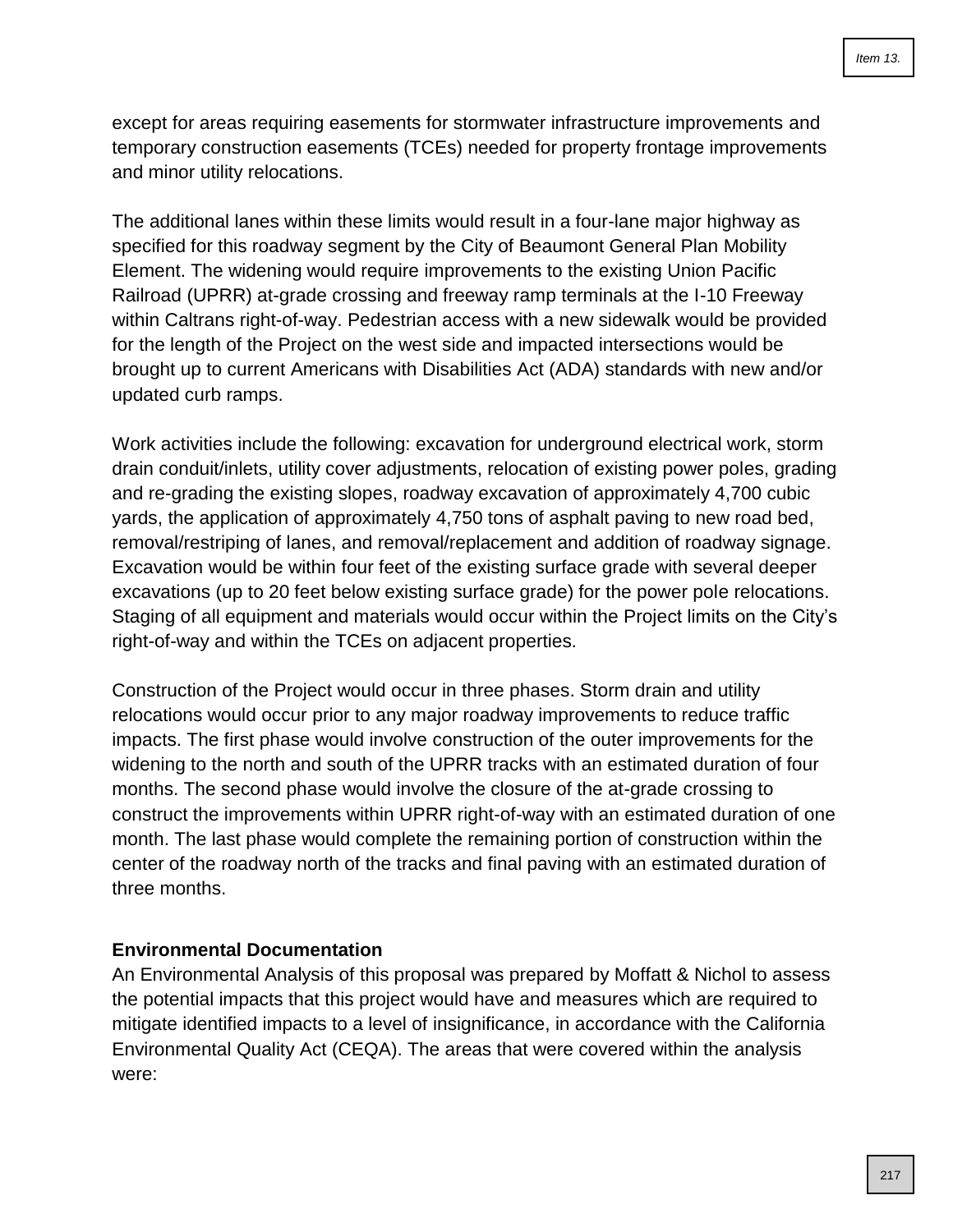except for areas requiring easements for stormwater infrastructure improvements and temporary construction easements (TCEs) needed for property frontage improvements and minor utility relocations.

The additional lanes within these limits would result in a four-lane major highway as specified for this roadway segment by the City of Beaumont General Plan Mobility Element. The widening would require improvements to the existing Union Pacific Railroad (UPRR) at-grade crossing and freeway ramp terminals at the I-10 Freeway within Caltrans right-of-way. Pedestrian access with a new sidewalk would be provided for the length of the Project on the west side and impacted intersections would be brought up to current Americans with Disabilities Act (ADA) standards with new and/or updated curb ramps.

Work activities include the following: excavation for underground electrical work, storm drain conduit/inlets, utility cover adjustments, relocation of existing power poles, grading and re-grading the existing slopes, roadway excavation of approximately 4,700 cubic yards, the application of approximately 4,750 tons of asphalt paving to new road bed, removal/restriping of lanes, and removal/replacement and addition of roadway signage. Excavation would be within four feet of the existing surface grade with several deeper excavations (up to 20 feet below existing surface grade) for the power pole relocations. Staging of all equipment and materials would occur within the Project limits on the City's right-of-way and within the TCEs on adjacent properties.

Construction of the Project would occur in three phases. Storm drain and utility relocations would occur prior to any major roadway improvements to reduce traffic impacts. The first phase would involve construction of the outer improvements for the widening to the north and south of the UPRR tracks with an estimated duration of four months. The second phase would involve the closure of the at-grade crossing to construct the improvements within UPRR right-of-way with an estimated duration of one month. The last phase would complete the remaining portion of construction within the center of the roadway north of the tracks and final paving with an estimated duration of three months.

**Environmental Documentation**

An Environmental Analysis of this proposal was prepared by Moffatt & Nichol to assess the potential impacts that this project would have and measures which are required to mitigate identified impacts to a level of insignificance, in accordance with the California Environmental Quality Act (CEQA). The areas that were covered within the analysis were: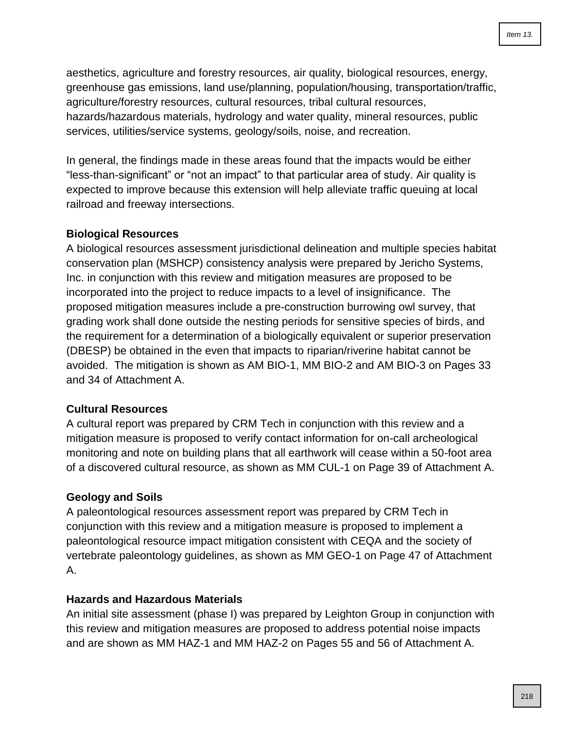aesthetics, agriculture and forestry resources, air quality, biological resources, energy, greenhouse gas emissions, land use/planning, population/housing, transportation/traffic, agriculture/forestry resources, cultural resources, tribal cultural resources, hazards/hazardous materials, hydrology and water quality, mineral resources, public services, utilities/service systems, geology/soils, noise, and recreation.

In general, the findings made in these areas found that the impacts would be either "less-than-significant" or "not an impact" to that particular area of study. Air quality is expected to improve because this extension will help alleviate traffic queuing at local railroad and freeway intersections.

**Biological Resources**
A biological resources assessment jurisdictional delineation and multiple species habitat conservation plan (MSHCP) consistency analysis were prepared by Jericho Systems, Inc. in conjunction with this review and mitigation measures are proposed to be incorporated into the project to reduce impacts to a level of insignificance. The proposed mitigation measures include a pre-construction burrowing owl survey, that grading work shall done outside the nesting periods for sensitive species of birds, and the requirement for a determination of a biologically equivalent or superior preservation (DBESP) be obtained in the even that impacts to riparian/riverine habitat cannot be avoided. The mitigation is shown as AM BIO-1, MM BIO-2 and AM BIO-3 on Pages 33 and 34 of Attachment A.

**Cultural Resources**
A cultural report was prepared by CRM Tech in conjunction with this review and a mitigation measure is proposed to verify contact information for on-call archeological monitoring and note on building plans that all earthwork will cease within a 50-foot area of a discovered cultural resource, as shown as MM CUL-1 on Page 39 of Attachment A.

**Geology and Soils**
A paleontological resources assessment report was prepared by CRM Tech in conjunction with this review and a mitigation measure is proposed to implement a paleontological resource impact mitigation consistent with CEQA and the society of vertebrate paleontology guidelines, as shown as MM GEO-1 on Page 47 of Attachment A.

**Hazards and Hazardous Materials**
An initial site assessment (phase I) was prepared by Leighton Group in conjunction with this review and mitigation measures are proposed to address potential noise impacts and are shown as MM HAZ-1 and MM HAZ-2 on Pages 55 and 56 of Attachment A.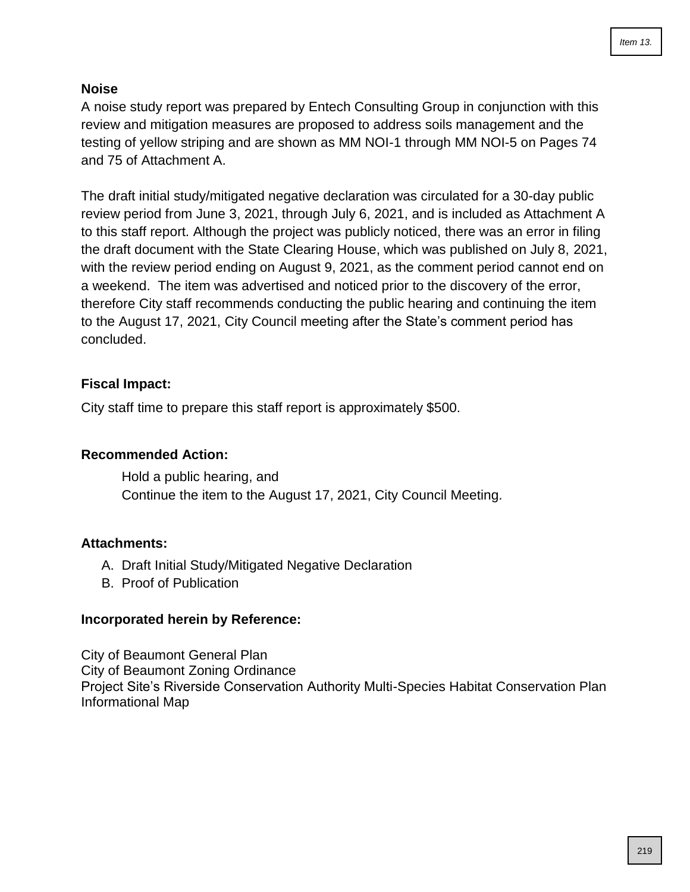**Noise**

A noise study report was prepared by Entech Consulting Group in conjunction with this review and mitigation measures are proposed to address soils management and the testing of yellow striping and are shown as MM NOI-1 through MM NOI-5 on Pages 74 and 75 of Attachment A.

The draft initial study/mitigated negative declaration was circulated for a 30-day public review period from June 3, 2021, through July 6, 2021, and is included as Attachment A to this staff report. Although the project was publicly noticed, there was an error in filing the draft document with the State Clearing House, which was published on July 8, 2021, with the review period ending on August 9, 2021, as the comment period cannot end on a weekend. The item was advertised and noticed prior to the discovery of the error, therefore City staff recommends conducting the public hearing and continuing the item to the August 17, 2021, City Council meeting after the State's comment period has concluded.

**Fiscal Impact:**

City staff time to prepare this staff report is approximately $500.

**Recommended Action:**

Hold a public hearing, and
Continue the item to the August 17, 2021, City Council Meeting.

**Attachments:**

A. Draft Initial Study/Mitigated Negative Declaration
B. Proof of Publication

**Incorporated herein by Reference:**

City of Beaumont General Plan
City of Beaumont Zoning Ordinance
Project Site's Riverside Conservation Authority Multi-Species Habitat Conservation Plan Informational Map